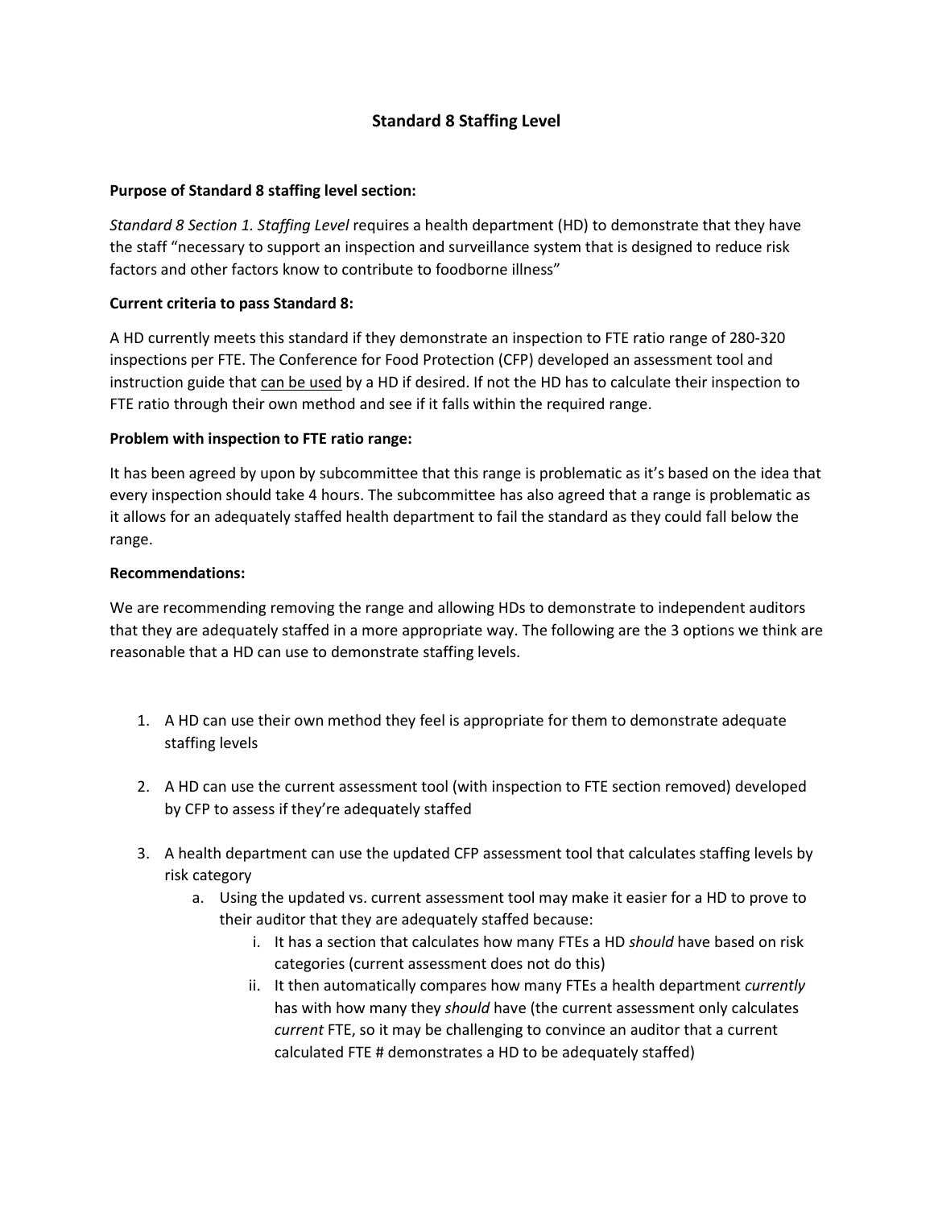# Standard 8 Staffing Level

**Purpose of Standard 8 staffing level section:**

*Standard 8 Section 1. Staffing Level* requires a health department (HD) to demonstrate that they have the staff "necessary to support an inspection and surveillance system that is designed to reduce risk factors and other factors know to contribute to foodborne illness"

**Current criteria to pass Standard 8:**

A HD currently meets this standard if they demonstrate an inspection to FTE ratio range of 280-320 inspections per FTE. The Conference for Food Protection (CFP) developed an assessment tool and instruction guide that <u>can be used</u> by a HD if desired. If not the HD has to calculate their inspection to FTE ratio through their own method and see if it falls within the required range.

**Problem with inspection to FTE ratio range:**

It has been agreed by upon by subcommittee that this range is problematic as it's based on the idea that every inspection should take 4 hours. The subcommittee has also agreed that a range is problematic as it allows for an adequately staffed health department to fail the standard as they could fall below the range.

**Recommendations:**

We are recommending removing the range and allowing HDs to demonstrate to independent auditors that they are adequately staffed in a more appropriate way. The following are the 3 options we think are reasonable that a HD can use to demonstrate staffing levels.

1. A HD can use their own method they feel is appropriate for them to demonstrate adequate staffing levels
2. A HD can use the current assessment tool (with inspection to FTE section removed) developed by CFP to assess if they're adequately staffed
3. A health department can use the updated CFP assessment tool that calculates staffing levels by risk category
   a. Using the updated vs. current assessment tool may make it easier for a HD to prove to their auditor that they are adequately staffed because:
      i. It has a section that calculates how many FTEs a HD *should* have based on risk categories (current assessment does not do this)
      ii. It then automatically compares how many FTEs a health department *currently* has with how many they *should* have (the current assessment only calculates *current* FTE, so it may be challenging to convince an auditor that a current calculated FTE # demonstrates a HD to be adequately staffed)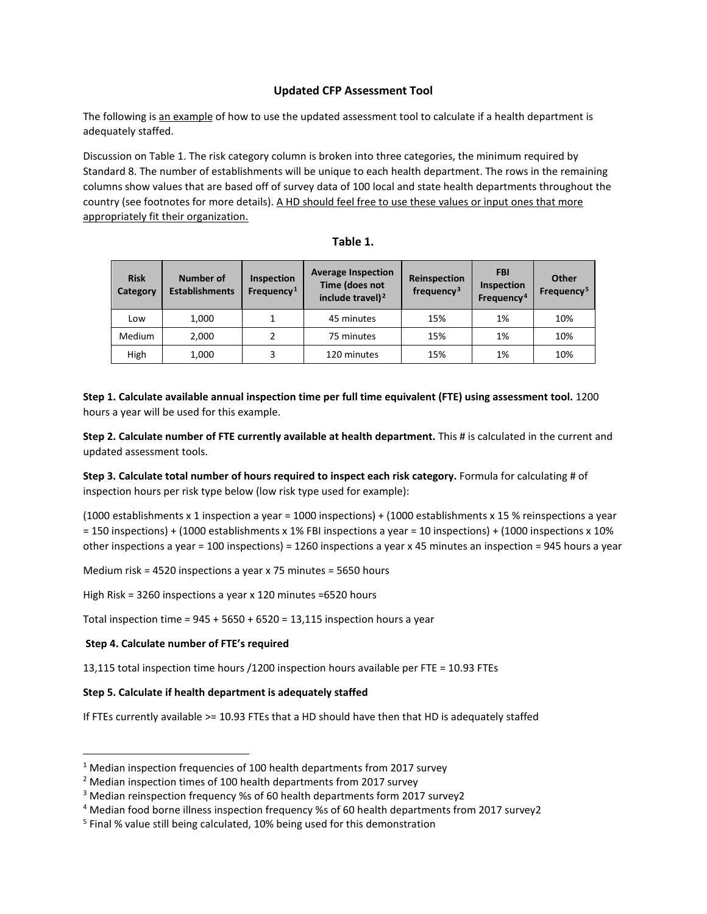## Updated CFP Assessment Tool

The following is an example of how to use the updated assessment tool to calculate if a health department is adequately staffed.

Discussion on Table 1. The risk category column is broken into three categories, the minimum required by Standard 8. The number of establishments will be unique to each health department. The rows in the remaining columns show values that are based off of survey data of 100 local and state health departments throughout the country (see footnotes for more details). A HD should feel free to use these values or input ones that more appropriately fit their organization.

**Table 1.**

| Risk Category | Number of Establishments | Inspection Frequency[1] | Average Inspection Time (does not include travel)[2] | Reinspection frequency[3] | FBI Inspection Frequency[4] | Other Frequency[5] |
|---|---|---|---|---|---|---|
| Low | 1,000 | 1 | 45 minutes | 15% | 1% | 10% |
| Medium | 2,000 | 2 | 75 minutes | 15% | 1% | 10% |
| High | 1,000 | 3 | 120 minutes | 15% | 1% | 10% |

**Step 1. Calculate available annual inspection time per full time equivalent (FTE) using assessment tool.** 1200 hours a year will be used for this example.

**Step 2. Calculate number of FTE currently available at health department.** This # is calculated in the current and updated assessment tools.

**Step 3. Calculate total number of hours required to inspect each risk category.** Formula for calculating # of inspection hours per risk type below (low risk type used for example):

(1000 establishments x 1 inspection a year = 1000 inspections) + (1000 establishments x 15 % reinspections a year = 150 inspections) + (1000 establishments x 1% FBI inspections a year = 10 inspections) + (1000 inspections x 10% other inspections a year = 100 inspections) = 1260 inspections a year x 45 minutes an inspection = 945 hours a year

Medium risk = 4520 inspections a year x 75 minutes = 5650 hours

High Risk = 3260 inspections a year x 120 minutes =6520 hours

Total inspection time = 945 + 5650 + 6520 = 13,115 inspection hours a year

**Step 4. Calculate number of FTE's required**

13,115 total inspection time hours /1200 inspection hours available per FTE = 10.93 FTEs

**Step 5. Calculate if health department is adequately staffed**

If FTEs currently available >= 10.93 FTEs that a HD should have then that HD is adequately staffed

---

[1] Median inspection frequencies of 100 health departments from 2017 survey

[2] Median inspection times of 100 health departments from 2017 survey

[3] Median reinspection frequency %s of 60 health departments form 2017 survey2

[4] Median food borne illness inspection frequency %s of 60 health departments from 2017 survey2

[5] Final % value still being calculated, 10% being used for this demonstration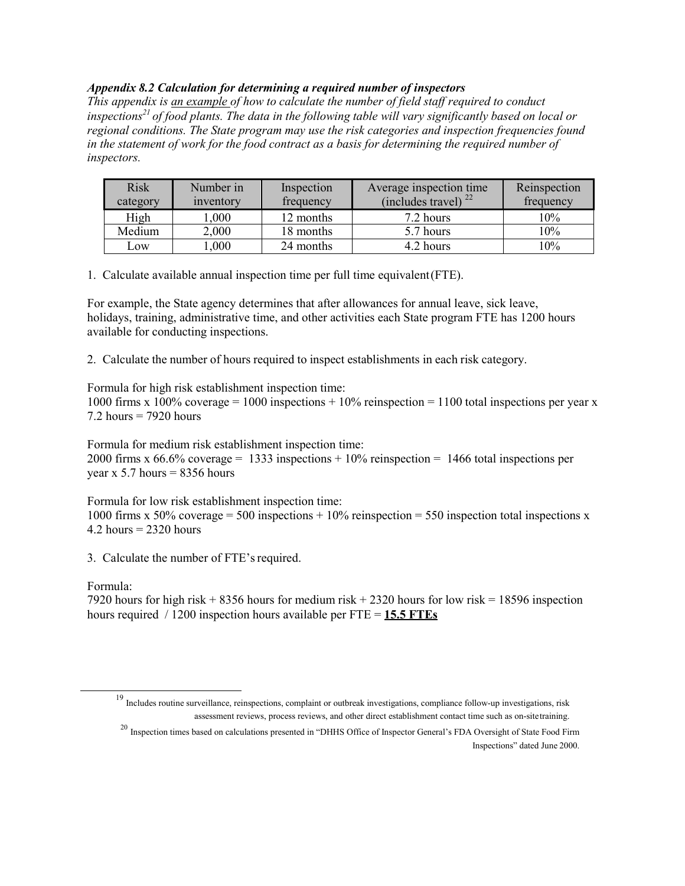***Appendix 8.2 Calculation for determining a required number of inspectors***

*This appendix is an example of how to calculate the number of field staff required to conduct inspections[21] of food plants. The data in the following table will vary significantly based on local or regional conditions. The State program may use the risk categories and inspection frequencies found in the statement of work for the food contract as a basis for determining the required number of inspectors.*

| Risk category | Number in inventory | Inspection frequency | Average inspection time (includes travel) [22] | Reinspection frequency |
|---|---|---|---|---|
| High | 1,000 | 12 months | 7.2 hours | 10% |
| Medium | 2,000 | 18 months | 5.7 hours | 10% |
| Low | 1,000 | 24 months | 4.2 hours | 10% |

1. Calculate available annual inspection time per full time equivalent (FTE).

For example, the State agency determines that after allowances for annual leave, sick leave, holidays, training, administrative time, and other activities each State program FTE has 1200 hours available for conducting inspections.

2. Calculate the number of hours required to inspect establishments in each risk category.

Formula for high risk establishment inspection time:
1000 firms x 100% coverage = 1000 inspections + 10% reinspection = 1100 total inspections per year x 7.2 hours = 7920 hours

Formula for medium risk establishment inspection time:
2000 firms x 66.6% coverage = 1333 inspections + 10% reinspection = 1466 total inspections per year x 5.7 hours = 8356 hours

Formula for low risk establishment inspection time:
1000 firms x 50% coverage = 500 inspections + 10% reinspection = 550 inspection total inspections x 4.2 hours = 2320 hours

3. Calculate the number of FTE's required.

Formula:
7920 hours for high risk + 8356 hours for medium risk + 2320 hours for low risk = 18596 inspection hours required / 1200 inspection hours available per FTE = **15.5 FTEs**

[19] Includes routine surveillance, reinspections, complaint or outbreak investigations, compliance follow-up investigations, risk assessment reviews, process reviews, and other direct establishment contact time such as on-site training.

[20] Inspection times based on calculations presented in "DHHS Office of Inspector General's FDA Oversight of State Food Firm Inspections" dated June 2000.